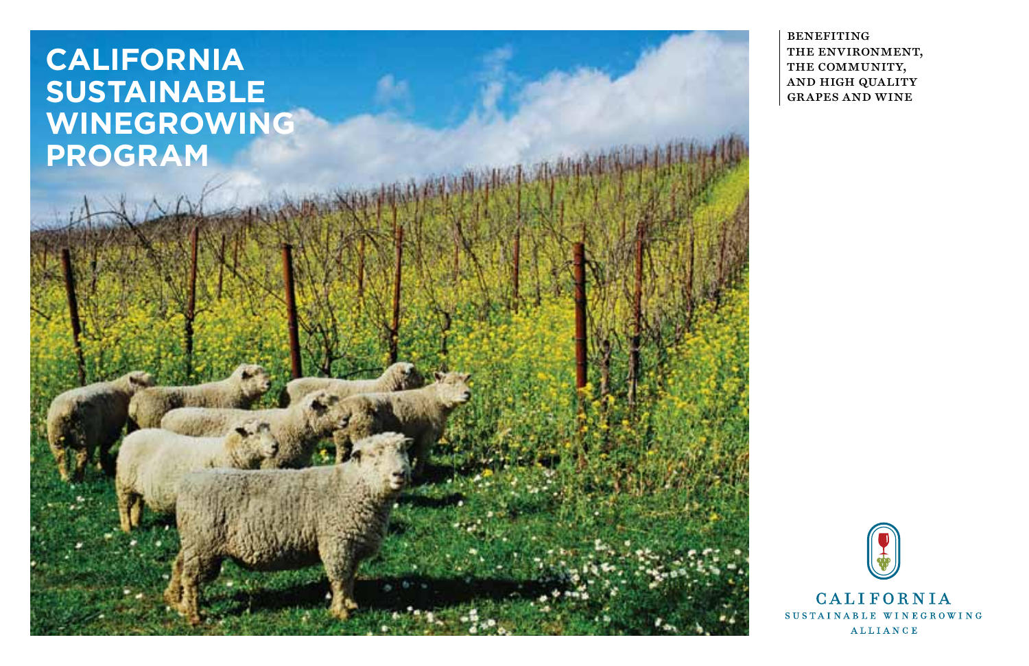# CALIFORNIA SUSTAINABLE WINEGROWING PROGRAM

BENEFITING
THE ENVIRONMENT,
THE COMMUNITY,
AND HIGH QUALITY
GRAPES AND WINE

CALIFORNIA
SUSTAINABLE WINEGROWING
ALLIANCE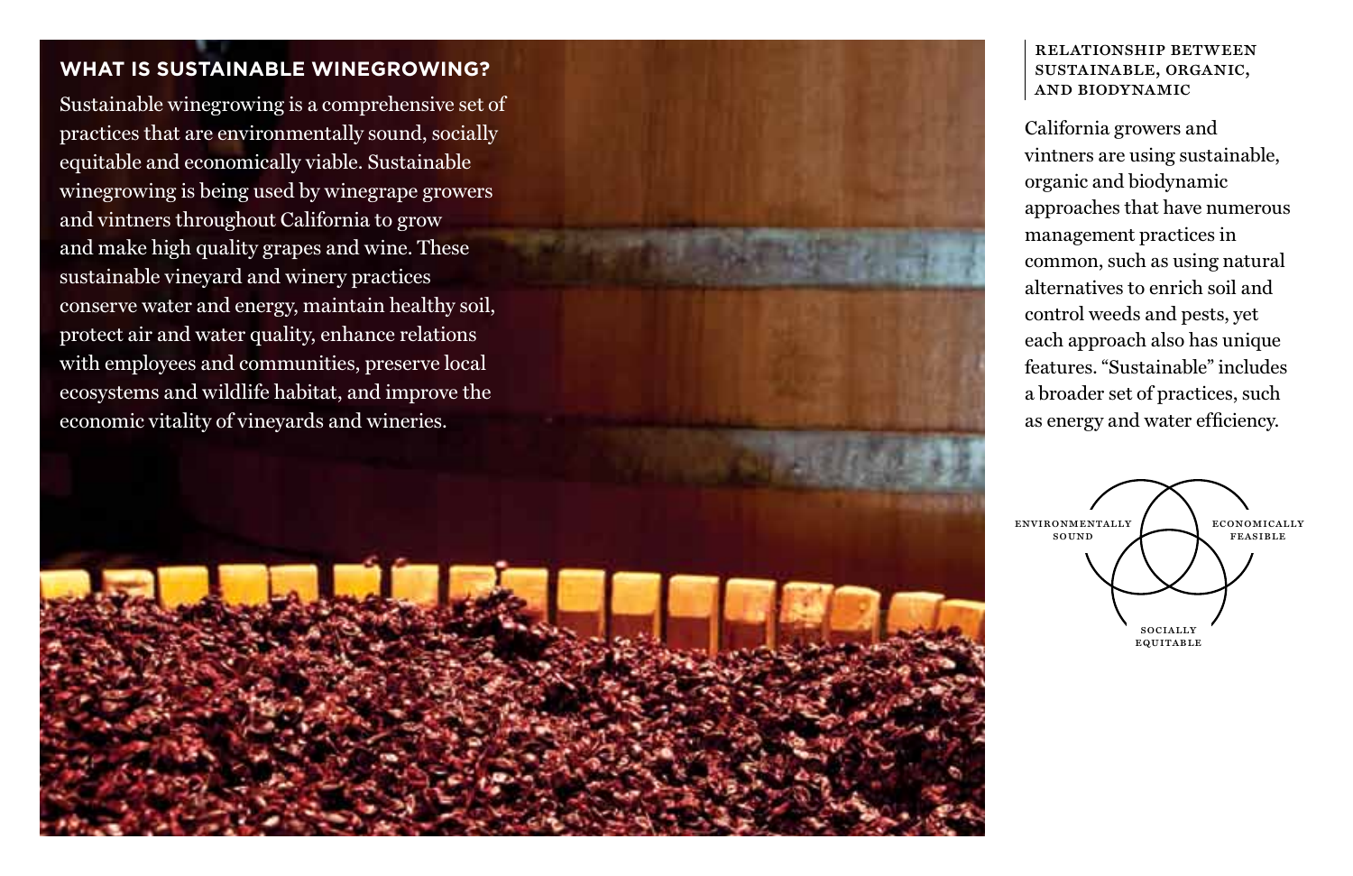## WHAT IS SUSTAINABLE WINEGROWING?

Sustainable winegrowing is a comprehensive set of practices that are environmentally sound, socially equitable and economically viable. Sustainable winegrowing is being used by winegrape growers and vintners throughout California to grow and make high quality grapes and wine. These sustainable vineyard and winery practices conserve water and energy, maintain healthy soil, protect air and water quality, enhance relations with employees and communities, preserve local ecosystems and wildlife habitat, and improve the economic vitality of vineyards and wineries.

### RELATIONSHIP BETWEEN SUSTAINABLE, ORGANIC, AND BIODYNAMIC

California growers and vintners are using sustainable, organic and biodynamic approaches that have numerous management practices in common, such as using natural alternatives to enrich soil and control weeds and pests, yet each approach also has unique features. "Sustainable" includes a broader set of practices, such as energy and water efficiency.

ENVIRONMENTALLY SOUND

ECONOMICALLY FEASIBLE

SOCIALLY EQUITABLE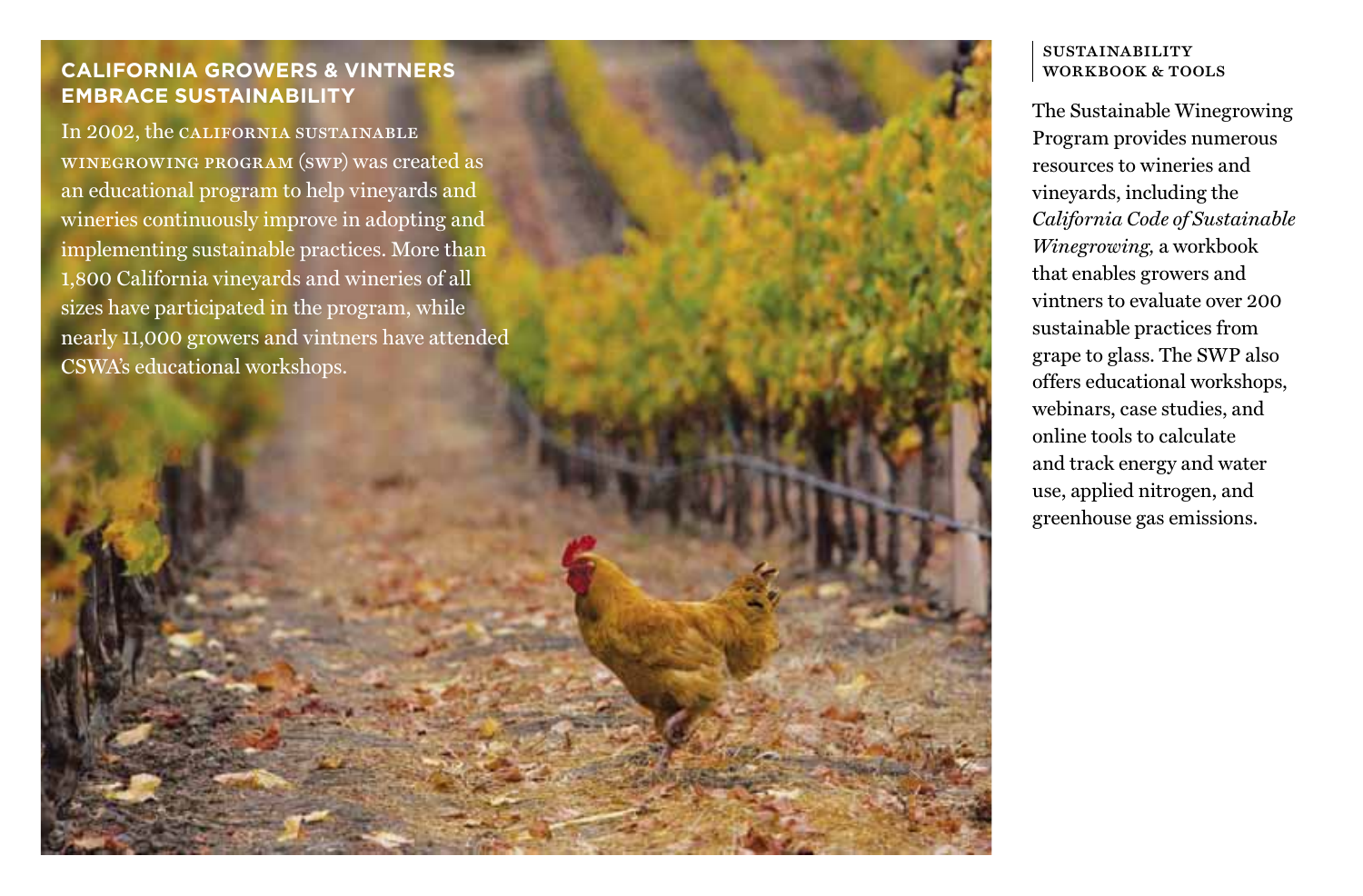## CALIFORNIA GROWERS & VINTNERS EMBRACE SUSTAINABILITY

In 2002, the CALIFORNIA SUSTAINABLE WINEGROWING PROGRAM (SWP) was created as an educational program to help vineyards and wineries continuously improve in adopting and implementing sustainable practices. More than 1,800 California vineyards and wineries of all sizes have participated in the program, while nearly 11,000 growers and vintners have attended CSWA's educational workshops.

### SUSTAINABILITY WORKBOOK & TOOLS

The Sustainable Winegrowing Program provides numerous resources to wineries and vineyards, including the *California Code of Sustainable Winegrowing,* a workbook that enables growers and vintners to evaluate over 200 sustainable practices from grape to glass. The SWP also offers educational workshops, webinars, case studies, and online tools to calculate and track energy and water use, applied nitrogen, and greenhouse gas emissions.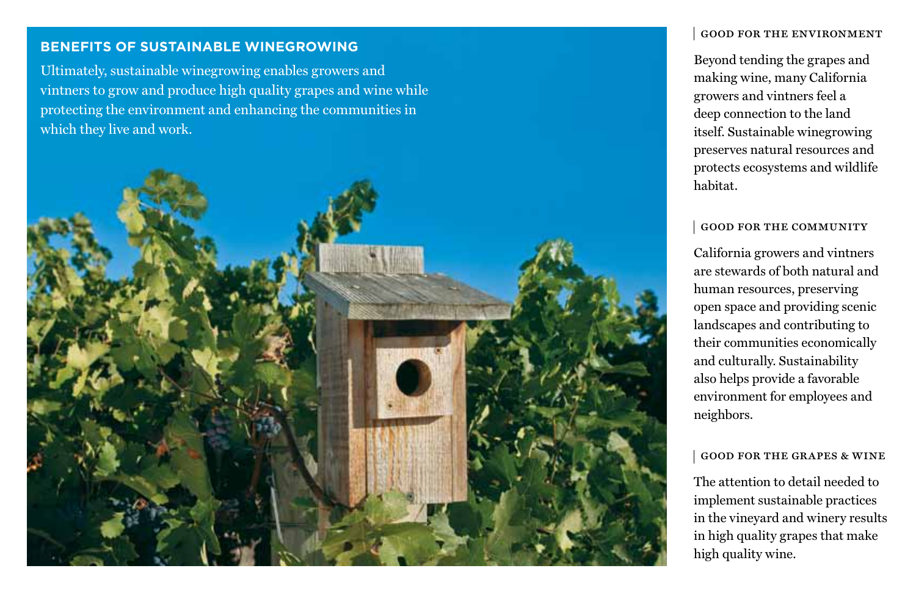## BENEFITS OF SUSTAINABLE WINEGROWING

Ultimately, sustainable winegrowing enables growers and vintners to grow and produce high quality grapes and wine while protecting the environment and enhancing the communities in which they live and work.

### GOOD FOR THE ENVIRONMENT

Beyond tending the grapes and making wine, many California growers and vintners feel a deep connection to the land itself. Sustainable winegrowing preserves natural resources and protects ecosystems and wildlife habitat.

### GOOD FOR THE COMMUNITY

California growers and vintners are stewards of both natural and human resources, preserving open space and providing scenic landscapes and contributing to their communities economically and culturally. Sustainability also helps provide a favorable environment for employees and neighbors.

### GOOD FOR THE GRAPES & WINE

The attention to detail needed to implement sustainable practices in the vineyard and winery results in high quality grapes that make high quality wine.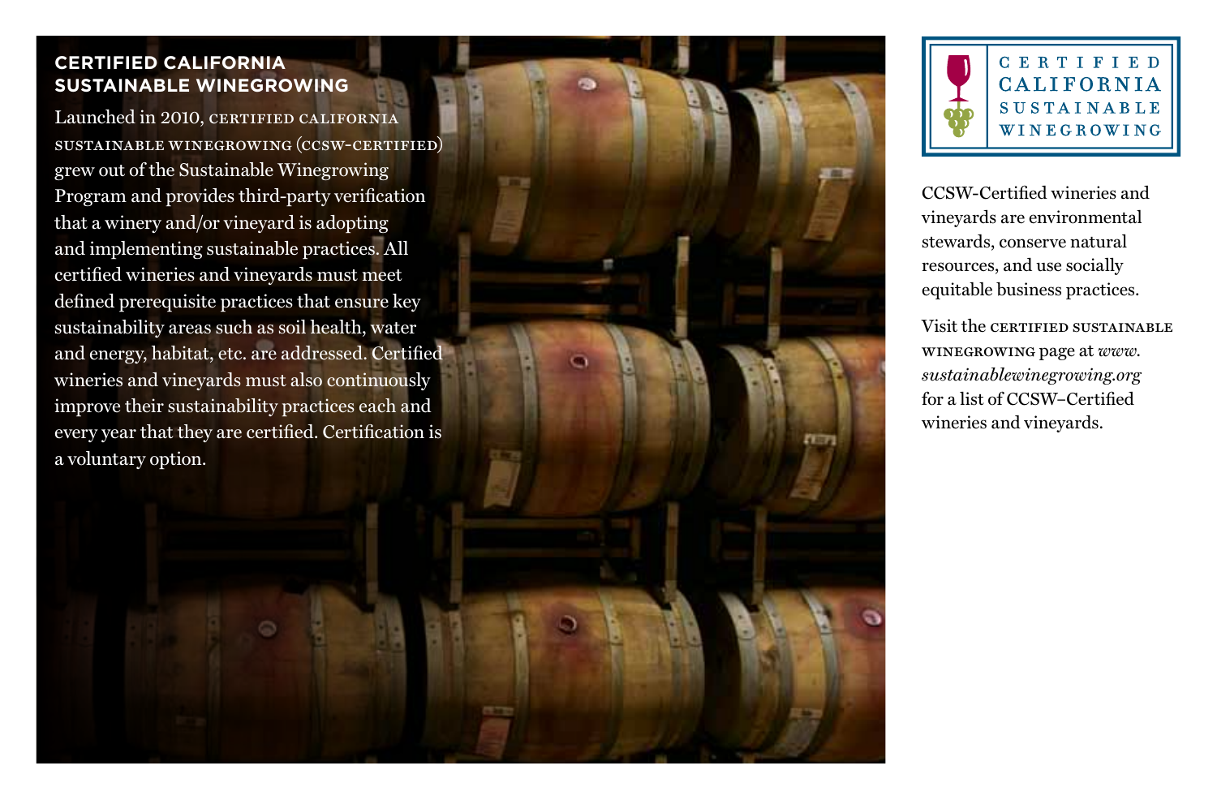## CERTIFIED CALIFORNIA SUSTAINABLE WINEGROWING

Launched in 2010, CERTIFIED CALIFORNIA SUSTAINABLE WINEGROWING (CCSW-CERTIFIED) grew out of the Sustainable Winegrowing Program and provides third-party verification that a winery and/or vineyard is adopting and implementing sustainable practices. All certified wineries and vineyards must meet defined prerequisite practices that ensure key sustainability areas such as soil health, water and energy, habitat, etc. are addressed. Certified wineries and vineyards must also continuously improve their sustainability practices each and every year that they are certified. Certification is a voluntary option.

CERTIFIED CALIFORNIA SUSTAINABLE WINEGROWING

CCSW-Certified wineries and vineyards are environmental stewards, conserve natural resources, and use socially equitable business practices.

Visit the CERTIFIED SUSTAINABLE WINEGROWING page at *www.sustainablewinegrowing.org* for a list of CCSW–Certified wineries and vineyards.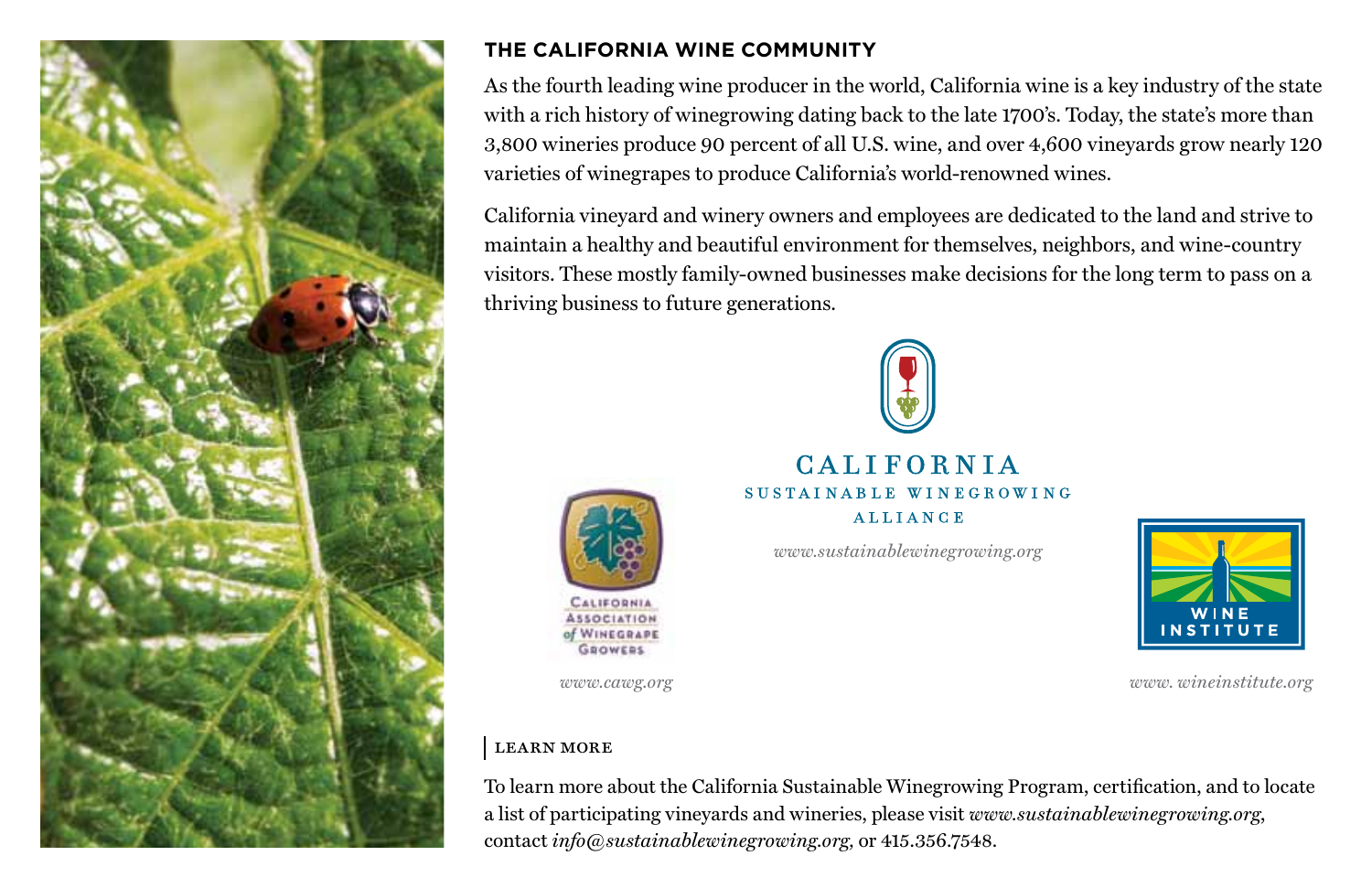## THE CALIFORNIA WINE COMMUNITY

As the fourth leading wine producer in the world, California wine is a key industry of the state with a rich history of winegrowing dating back to the late 1700's. Today, the state's more than 3,800 wineries produce 90 percent of all U.S. wine, and over 4,600 vineyards grow nearly 120 varieties of winegrapes to produce California's world-renowned wines.

California vineyard and winery owners and employees are dedicated to the land and strive to maintain a healthy and beautiful environment for themselves, neighbors, and wine-country visitors. These mostly family-owned businesses make decisions for the long term to pass on a thriving business to future generations.

CALIFORNIA SUSTAINABLE WINEGROWING ALLIANCE

*www.sustainablewinegrowing.org*

California Association of Winegrape Growers

*www.cawg.org*

Wine Institute

*www. wineinstitute.org*

### LEARN MORE

To learn more about the California Sustainable Winegrowing Program, certification, and to locate a list of participating vineyards and wineries, please visit *www.sustainablewinegrowing.org*, contact *info@sustainablewinegrowing.org*, or 415.356.7548.